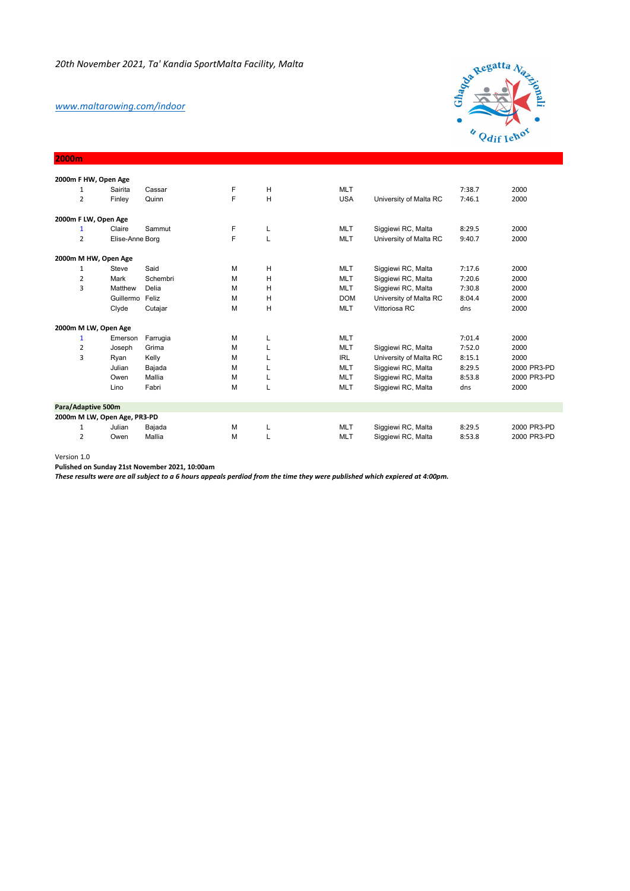*20th November 2021, Ta' Kandia SportMalta Facility, Malta*

*www.maltarowing.com/indoor*

## 2000m

**2000m F HW, Open Age**

| | | | | | | | | |
|---|---|---|---|---|---|---|---|---|
| 1 | Sairita | Cassar | F | H | MLT | | 7:38.7 | 2000 |
| 2 | Finley | Quinn | F | H | USA | University of Malta RC | 7:46.1 | 2000 |

**2000m F LW, Open Age**

| | | | | | | | | |
|---|---|---|---|---|---|---|---|---|
| 1 | Claire | Sammut | F | L | MLT | Siggiewi RC, Malta | 8:29.5 | 2000 |
| 2 | Elise-Anne | Borg | F | L | MLT | University of Malta RC | 9:40.7 | 2000 |

**2000m M HW, Open Age**

| | | | | | | | | |
|---|---|---|---|---|---|---|---|---|
| 1 | Steve | Said | M | H | MLT | Siggiewi RC, Malta | 7:17.6 | 2000 |
| 2 | Mark | Schembri | M | H | MLT | Siggiewi RC, Malta | 7:20.6 | 2000 |
| 3 | Matthew | Delia | M | H | MLT | Siggiewi RC, Malta | 7:30.8 | 2000 |
| | Guillermo | Feliz | M | H | DOM | University of Malta RC | 8:04.4 | 2000 |
| | Clyde | Cutajar | M | H | MLT | Vittoriosa RC | dns | 2000 |

**2000m M LW, Open Age**

| | | | | | | | | |
|---|---|---|---|---|---|---|---|---|
| 1 | Emerson | Farrugia | M | L | MLT | | 7:01.4 | 2000 |
| 2 | Joseph | Grima | M | L | MLT | Siggiewi RC, Malta | 7:52.0 | 2000 |
| 3 | Ryan | Kelly | M | L | IRL | University of Malta RC | 8:15.1 | 2000 |
| | Julian | Bajada | M | L | MLT | Siggiewi RC, Malta | 8:29.5 | 2000 PR3-PD |
| | Owen | Mallia | M | L | MLT | Siggiewi RC, Malta | 8:53.8 | 2000 PR3-PD |
| | Lino | Fabri | M | L | MLT | Siggiewi RC, Malta | dns | 2000 |

### Para/Adaptive 500m

**2000m M LW, Open Age, PR3-PD**

| | | | | | | | | |
|---|---|---|---|---|---|---|---|---|
| 1 | Julian | Bajada | M | L | MLT | Siggiewi RC, Malta | 8:29.5 | 2000 PR3-PD |
| 2 | Owen | Mallia | M | L | MLT | Siggiewi RC, Malta | 8:53.8 | 2000 PR3-PD |

Version 1.0

**Pulished on Sunday 21st November 2021, 10:00am**

***These results were are all subject to a 6 hours appeals perdiod from the time they were published which expiered at 4:00pm.***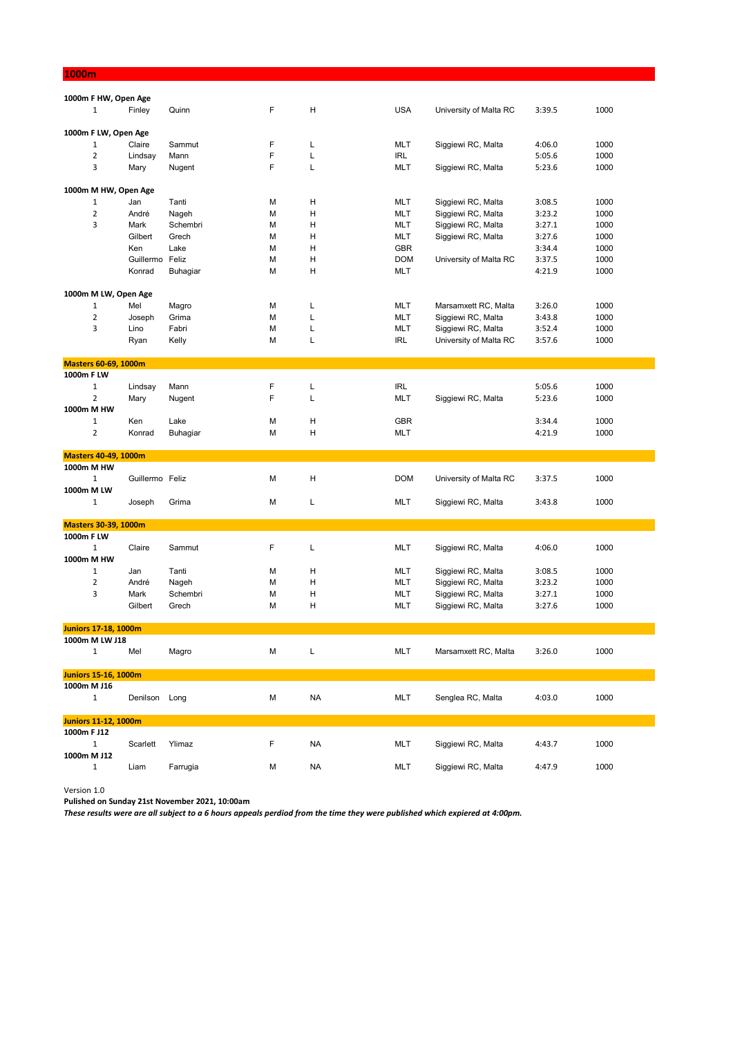# 1000m

### 1000m F HW, Open Age

| Pos | First Name | Last Name | Gender | Weight | Nation | Club | Time | Distance |
|---|---|---|---|---|---|---|---|---|
| 1 | Finley | Quinn | F | H | USA | University of Malta RC | 3:39.5 | 1000 |

### 1000m F LW, Open Age

| Pos | First Name | Last Name | Gender | Weight | Nation | Club | Time | Distance |
|---|---|---|---|---|---|---|---|---|
| 1 | Claire | Sammut | F | L | MLT | Siggiewi RC, Malta | 4:06.0 | 1000 |
| 2 | Lindsay | Mann | F | L | IRL | | 5:05.6 | 1000 |
| 3 | Mary | Nugent | F | L | MLT | Siggiewi RC, Malta | 5:23.6 | 1000 |

### 1000m M HW, Open Age

| Pos | First Name | Last Name | Gender | Weight | Nation | Club | Time | Distance |
|---|---|---|---|---|---|---|---|---|
| 1 | Jan | Tanti | M | H | MLT | Siggiewi RC, Malta | 3:08.5 | 1000 |
| 2 | André | Nageh | M | H | MLT | Siggiewi RC, Malta | 3:23.2 | 1000 |
| 3 | Mark | Schembri | M | H | MLT | Siggiewi RC, Malta | 3:27.1 | 1000 |
| | Gilbert | Grech | M | H | MLT | Siggiewi RC, Malta | 3:27.6 | 1000 |
| | Ken | Lake | M | H | GBR | | 3:34.4 | 1000 |
| | Guillermo | Feliz | M | H | DOM | University of Malta RC | 3:37.5 | 1000 |
| | Konrad | Buhagiar | M | H | MLT | | 4:21.9 | 1000 |

### 1000m M LW, Open Age

| Pos | First Name | Last Name | Gender | Weight | Nation | Club | Time | Distance |
|---|---|---|---|---|---|---|---|---|
| 1 | Mel | Magro | M | L | MLT | Marsamxett RC, Malta | 3:26.0 | 1000 |
| 2 | Joseph | Grima | M | L | MLT | Siggiewi RC, Malta | 3:43.8 | 1000 |
| 3 | Lino | Fabri | M | L | MLT | Siggiewi RC, Malta | 3:52.4 | 1000 |
| | Ryan | Kelly | M | L | IRL | University of Malta RC | 3:57.6 | 1000 |

## Masters 60-69, 1000m

### 1000m F LW

| Pos | First Name | Last Name | Gender | Weight | Nation | Club | Time | Distance |
|---|---|---|---|---|---|---|---|---|
| 1 | Lindsay | Mann | F | L | IRL | | 5:05.6 | 1000 |
| 2 | Mary | Nugent | F | L | MLT | Siggiewi RC, Malta | 5:23.6 | 1000 |

### 1000m M HW

| Pos | First Name | Last Name | Gender | Weight | Nation | Club | Time | Distance |
|---|---|---|---|---|---|---|---|---|
| 1 | Ken | Lake | M | H | GBR | | 3:34.4 | 1000 |
| 2 | Konrad | Buhagiar | M | H | MLT | | 4:21.9 | 1000 |

## Masters 40-49, 1000m

### 1000m M HW

| Pos | First Name | Last Name | Gender | Weight | Nation | Club | Time | Distance |
|---|---|---|---|---|---|---|---|---|
| 1 | Guillermo | Feliz | M | H | DOM | University of Malta RC | 3:37.5 | 1000 |

### 1000m M LW

| Pos | First Name | Last Name | Gender | Weight | Nation | Club | Time | Distance |
|---|---|---|---|---|---|---|---|---|
| 1 | Joseph | Grima | M | L | MLT | Siggiewi RC, Malta | 3:43.8 | 1000 |

## Masters 30-39, 1000m

### 1000m F LW

| Pos | First Name | Last Name | Gender | Weight | Nation | Club | Time | Distance |
|---|---|---|---|---|---|---|---|---|
| 1 | Claire | Sammut | F | L | MLT | Siggiewi RC, Malta | 4:06.0 | 1000 |

### 1000m M HW

| Pos | First Name | Last Name | Gender | Weight | Nation | Club | Time | Distance |
|---|---|---|---|---|---|---|---|---|
| 1 | Jan | Tanti | M | H | MLT | Siggiewi RC, Malta | 3:08.5 | 1000 |
| 2 | André | Nageh | M | H | MLT | Siggiewi RC, Malta | 3:23.2 | 1000 |
| 3 | Mark | Schembri | M | H | MLT | Siggiewi RC, Malta | 3:27.1 | 1000 |
| | Gilbert | Grech | M | H | MLT | Siggiewi RC, Malta | 3:27.6 | 1000 |

## Juniors 17-18, 1000m

### 1000m M LW J18

| Pos | First Name | Last Name | Gender | Weight | Nation | Club | Time | Distance |
|---|---|---|---|---|---|---|---|---|
| 1 | Mel | Magro | M | L | MLT | Marsamxett RC, Malta | 3:26.0 | 1000 |

## Juniors 15-16, 1000m

### 1000m M J16

| Pos | First Name | Last Name | Gender | Weight | Nation | Club | Time | Distance |
|---|---|---|---|---|---|---|---|---|
| 1 | Denilson | Long | M | NA | MLT | Senglea RC, Malta | 4:03.0 | 1000 |

## Juniors 11-12, 1000m

### 1000m F J12

| Pos | First Name | Last Name | Gender | Weight | Nation | Club | Time | Distance |
|---|---|---|---|---|---|---|---|---|
| 1 | Scarlett | Ylimaz | F | NA | MLT | Siggiewi RC, Malta | 4:43.7 | 1000 |

### 1000m M J12

| Pos | First Name | Last Name | Gender | Weight | Nation | Club | Time | Distance |
|---|---|---|---|---|---|---|---|---|
| 1 | Liam | Farrugia | M | NA | MLT | Siggiewi RC, Malta | 4:47.9 | 1000 |

Version 1.0

**Pulished on Sunday 21st November 2021, 10:00am**

***These results were are all subject to a 6 hours appeals perdiod from the time they were published which expiered at 4:00pm.***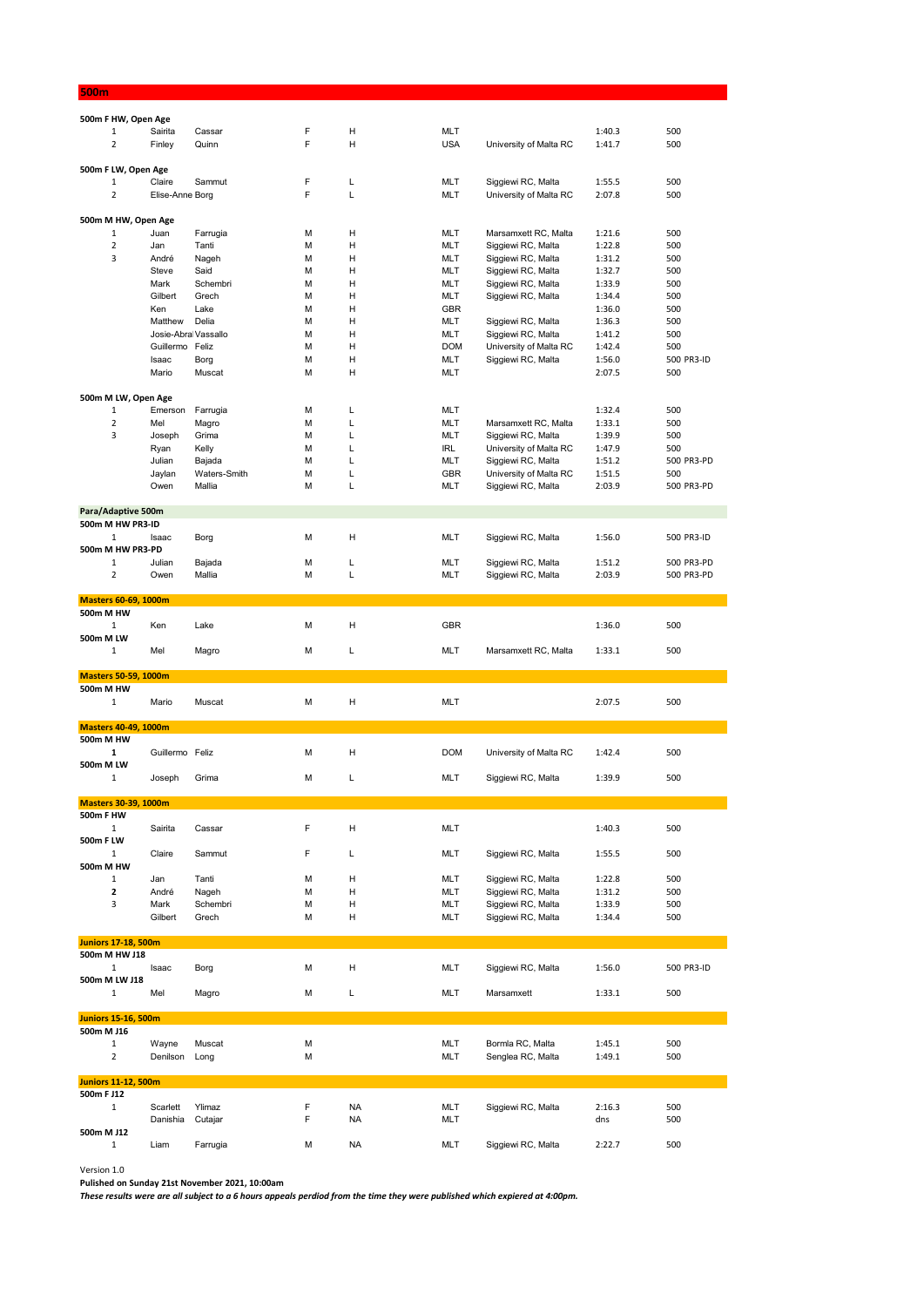## 500m

| | | | | | | | | |
|---|---|---|---|---|---|---|---|---|
| **500m F HW, Open Age** | | | | | | | | |
| 1 | Sairita | Cassar | F | H | MLT | | 1:40.3 | 500 |
| 2 | Finley | Quinn | F | H | USA | University of Malta RC | 1:41.7 | 500 |
| | | | | | | | | |
| **500m F LW, Open Age** | | | | | | | | |
| 1 | Claire | Sammut | F | L | MLT | Siggiewi RC, Malta | 1:55.5 | 500 |
| 2 | Elise-Anne Borg | | F | L | MLT | University of Malta RC | 2:07.8 | 500 |
| | | | | | | | | |
| **500m M HW, Open Age** | | | | | | | | |
| 1 | Juan | Farrugia | M | H | MLT | Marsamxett RC, Malta | 1:21.6 | 500 |
| 2 | Jan | Tanti | M | H | MLT | Siggiewi RC, Malta | 1:22.8 | 500 |
| 3 | André | Nageh | M | H | MLT | Siggiewi RC, Malta | 1:31.2 | 500 |
| | Steve | Said | M | H | MLT | Siggiewi RC, Malta | 1:32.7 | 500 |
| | Mark | Schembri | M | H | MLT | Siggiewi RC, Malta | 1:33.9 | 500 |
| | Gilbert | Grech | M | H | MLT | Siggiewi RC, Malta | 1:34.4 | 500 |
| | Ken | Lake | M | H | GBR | | 1:36.0 | 500 |
| | Matthew | Delia | M | H | MLT | Siggiewi RC, Malta | 1:36.3 | 500 |
| | Josie-Abra | Vassallo | M | H | MLT | Siggiewi RC, Malta | 1:41.2 | 500 |
| | Guillermo | Feliz | M | H | DOM | University of Malta RC | 1:42.4 | 500 |
| | Isaac | Borg | M | H | MLT | Siggiewi RC, Malta | 1:56.0 | 500 PR3-ID |
| | Mario | Muscat | M | H | MLT | | 2:07.5 | 500 |
| | | | | | | | | |
| **500m M LW, Open Age** | | | | | | | | |
| 1 | Emerson | Farrugia | M | L | MLT | | 1:32.4 | 500 |
| 2 | Mel | Magro | M | L | MLT | Marsamxett RC, Malta | 1:33.1 | 500 |
| 3 | Joseph | Grima | M | L | MLT | Siggiewi RC, Malta | 1:39.9 | 500 |
| | Ryan | Kelly | M | L | IRL | University of Malta RC | 1:47.9 | 500 |
| | Julian | Bajada | M | L | MLT | Siggiewi RC, Malta | 1:51.2 | 500 PR3-PD |
| | Jaylan | Waters-Smith | M | L | GBR | University of Malta RC | 1:51.5 | 500 |
| | Owen | Mallia | M | L | MLT | Siggiewi RC, Malta | 2:03.9 | 500 PR3-PD |
| | | | | | | | | |
| **Para/Adaptive 500m** | | | | | | | | |
| **500m M HW PR3-ID** | | | | | | | | |
| 1 | Isaac | Borg | M | H | MLT | Siggiewi RC, Malta | 1:56.0 | 500 PR3-ID |
| **500m M HW PR3-PD** | | | | | | | | |
| 1 | Julian | Bajada | M | L | MLT | Siggiewi RC, Malta | 1:51.2 | 500 PR3-PD |
| 2 | Owen | Mallia | M | L | MLT | Siggiewi RC, Malta | 2:03.9 | 500 PR3-PD |
| | | | | | | | | |
| **Masters 60-69, 1000m** | | | | | | | | |
| **500m M HW** | | | | | | | | |
| 1 | Ken | Lake | M | H | GBR | | 1:36.0 | 500 |
| **500m M LW** | | | | | | | | |
| 1 | Mel | Magro | M | L | MLT | Marsamxett RC, Malta | 1:33.1 | 500 |
| | | | | | | | | |
| **Masters 50-59, 1000m** | | | | | | | | |
| **500m M HW** | | | | | | | | |
| 1 | Mario | Muscat | M | H | MLT | | 2:07.5 | 500 |
| | | | | | | | | |
| **Masters 40-49, 1000m** | | | | | | | | |
| **500m M HW** | | | | | | | | |
| **1** | Guillermo | Feliz | M | H | DOM | University of Malta RC | 1:42.4 | 500 |
| **500m M LW** | | | | | | | | |
| 1 | Joseph | Grima | M | L | MLT | Siggiewi RC, Malta | 1:39.9 | 500 |
| | | | | | | | | |
| **Masters 30-39, 1000m** | | | | | | | | |
| **500m F HW** | | | | | | | | |
| 1 | Sairita | Cassar | F | H | MLT | | 1:40.3 | 500 |
| **500m F LW** | | | | | | | | |
| 1 | Claire | Sammut | F | L | MLT | Siggiewi RC, Malta | 1:55.5 | 500 |
| **500m M HW** | | | | | | | | |
| 1 | Jan | Tanti | M | H | MLT | Siggiewi RC, Malta | 1:22.8 | 500 |
| **2** | André | Nageh | M | H | MLT | Siggiewi RC, Malta | 1:31.2 | 500 |
| 3 | Mark | Schembri | M | H | MLT | Siggiewi RC, Malta | 1:33.9 | 500 |
| | Gilbert | Grech | M | H | MLT | Siggiewi RC, Malta | 1:34.4 | 500 |
| | | | | | | | | |
| **Juniors 17-18, 500m** | | | | | | | | |
| **500m M HW J18** | | | | | | | | |
| 1 | Isaac | Borg | M | H | MLT | Siggiewi RC, Malta | 1:56.0 | 500 PR3-ID |
| **500m M LW J18** | | | | | | | | |
| 1 | Mel | Magro | M | L | MLT | Marsamxett | 1:33.1 | 500 |
| | | | | | | | | |
| **Juniors 15-16, 500m** | | | | | | | | |
| **500m M J16** | | | | | | | | |
| 1 | Wayne | Muscat | M | | MLT | Bormla RC, Malta | 1:45.1 | 500 |
| 2 | Denilson | Long | M | | MLT | Senglea RC, Malta | 1:49.1 | 500 |
| | | | | | | | | |
| **Juniors 11-12, 500m** | | | | | | | | |
| **500m F J12** | | | | | | | | |
| 1 | Scarlett | Ylimaz | F | NA | MLT | Siggiewi RC, Malta | 2:16.3 | 500 |
| | Danishia | Cutajar | F | NA | MLT | | dns | 500 |
| **500m M J12** | | | | | | | | |
| 1 | Liam | Farrugia | M | NA | MLT | Siggiewi RC, Malta | 2:22.7 | 500 |

Version 1.0

**Pulished on Sunday 21st November 2021, 10:00am**

***These results were are all subject to a 6 hours appeals perdiod from the time they were published which expiered at 4:00pm.***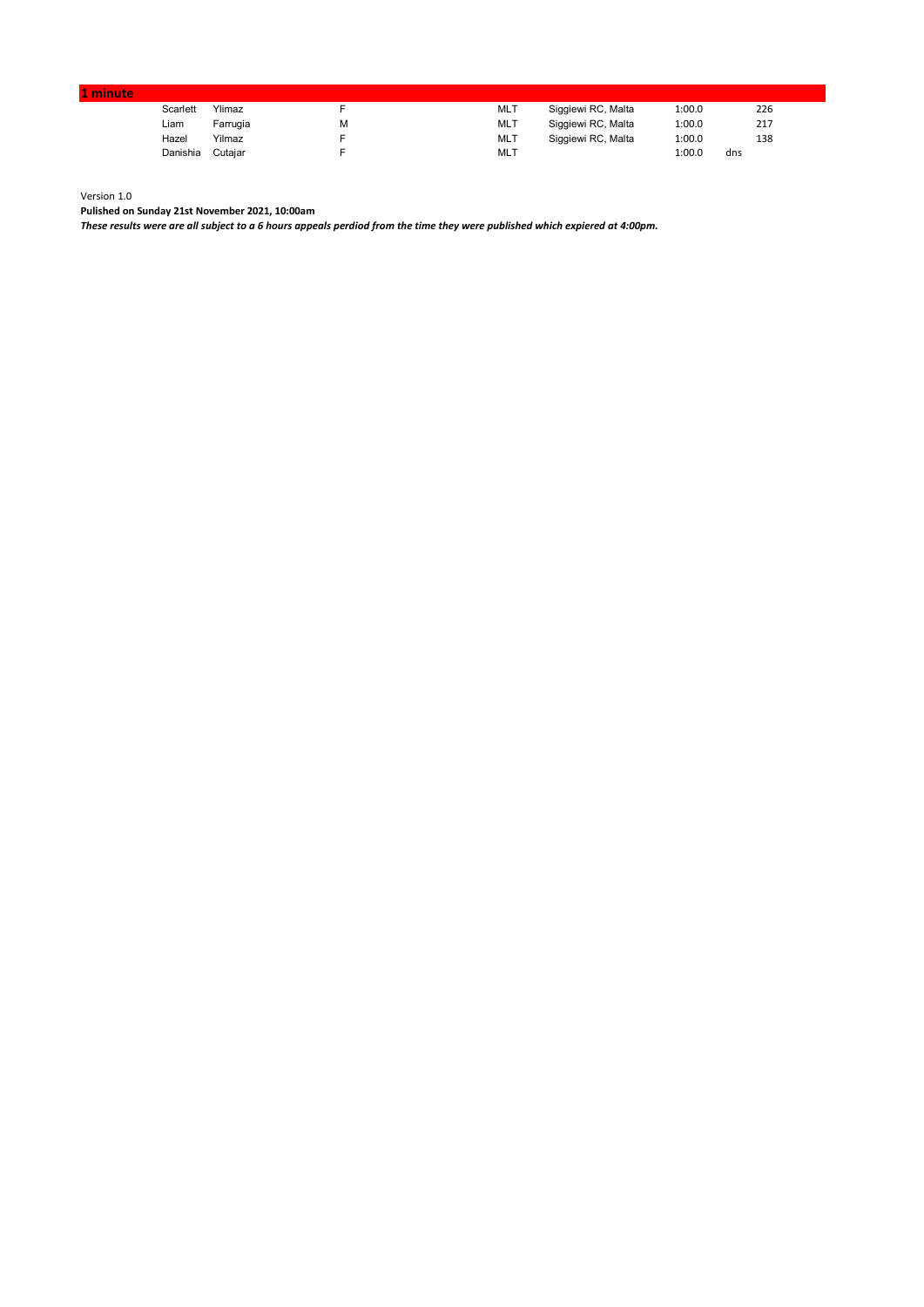| 1 minute | | | | | | | | |
|---|---|---|---|---|---|---|---|---|
| | Scarlett | Ylimaz | F | MLT | Siggiewi RC, Malta | 1:00.0 | | 226 |
| | Liam | Farrugia | M | MLT | Siggiewi RC, Malta | 1:00.0 | | 217 |
| | Hazel | Yilmaz | F | MLT | Siggiewi RC, Malta | 1:00.0 | | 138 |
| | Danishia | Cutajar | F | MLT | | 1:00.0 | dns | |

Version 1.0

**Pulished on Sunday 21st November 2021, 10:00am**

***These results were are all subject to a 6 hours appeals perdiod from the time they were published which expiered at 4:00pm.***